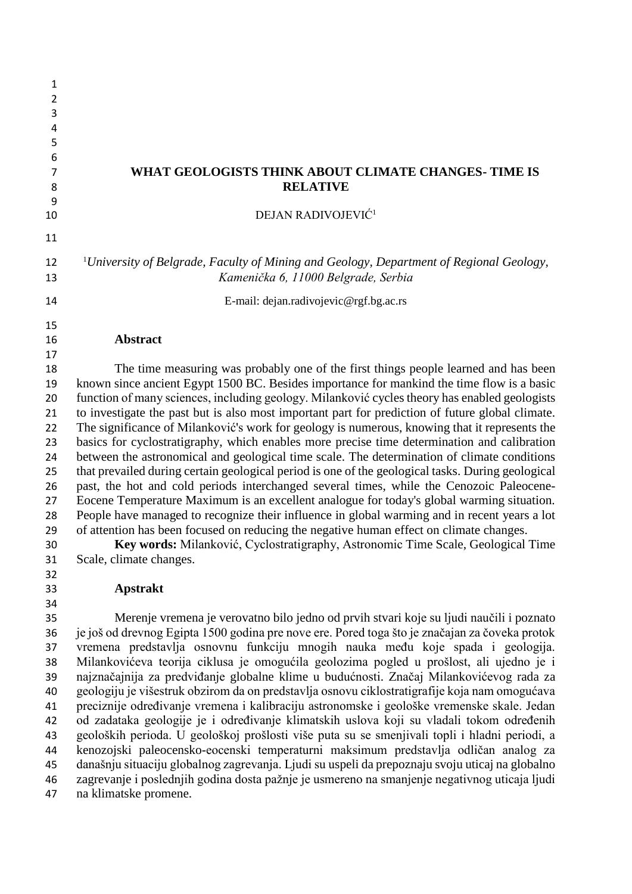# WHAT GEOLOGISTS THINK ABOUT CLIMATE CHANGES- TIME IS RELATIVE

DEJAN RADIVOJEVIĆ[1]

[1] *University of Belgrade, Faculty of Mining and Geology, Department of Regional Geology, Kamenička 6, 11000 Belgrade, Serbia*

E-mail: dejan.radivojevic@rgf.bg.ac.rs

## Abstract

The time measuring was probably one of the first things people learned and has been known since ancient Egypt 1500 BC. Besides importance for mankind the time flow is a basic function of many sciences, including geology. Milanković cycles theory has enabled geologists to investigate the past but is also most important part for prediction of future global climate. The significance of Milanković's work for geology is numerous, knowing that it represents the basics for cyclostratigraphy, which enables more precise time determination and calibration between the astronomical and geological time scale. The determination of climate conditions that prevailed during certain geological period is one of the geological tasks. During geological past, the hot and cold periods interchanged several times, while the Cenozoic Paleocene-Eocene Temperature Maximum is an excellent analogue for today's global warming situation. People have managed to recognize their influence in global warming and in recent years a lot of attention has been focused on reducing the negative human effect on climate changes.

**Key words:** Milanković, Cyclostratigraphy, Astronomic Time Scale, Geological Time Scale, climate changes.

## Apstrakt

Merenje vremena je verovatno bilo jedno od prvih stvari koje su ljudi naučili i poznato je još od drevnog Egipta 1500 godina pre nove ere. Pored toga što je značajan za čoveka protok vremena predstavlja osnovnu funkciju mnogih nauka među koje spada i geologija. Milankovićeva teorija ciklusa je omogućila geolozima pogled u prošlost, ali ujedno je i najznačajnija za predviđanje globalne klime u budućnosti. Značaj Milankovićevog rada za geologiju je višestruk obzirom da on predstavlja osnovu ciklostratigrafije koja nam omogućava preciznije određivanje vremena i kalibraciju astronomske i geološke vremenske skale. Jedan od zadataka geologije je i određivanje klimatskih uslova koji su vladali tokom određenih geoloških perioda. U geološkoj prošlosti više puta su se smenjivali topli i hladni periodi, a kenozojski paleocensko-eocenski temperaturni maksimum predstavlja odličan analog za današnju situaciju globalnog zagrevanja. Ljudi su uspeli da prepoznaju svoju uticaj na globalno zagrevanje i poslednjih godina dosta pažnje je usmereno na smanjenje negativnog uticaja ljudi na klimatske promene.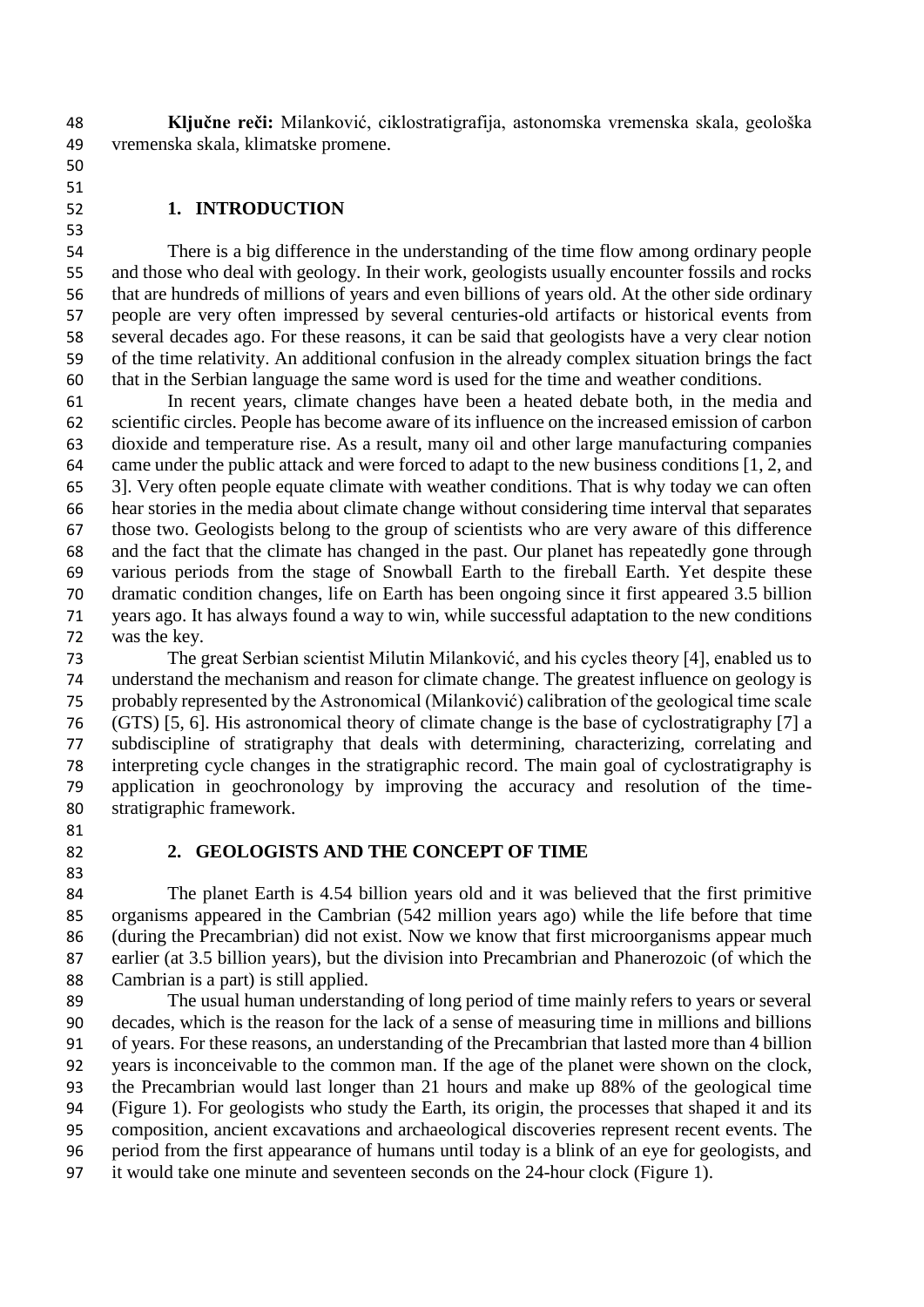**Ključne reči:** Milanković, ciklostratigrafija, astonomska vremenska skala, geološka vremenska skala, klimatske promene.

## 1. INTRODUCTION

There is a big difference in the understanding of the time flow among ordinary people and those who deal with geology. In their work, geologists usually encounter fossils and rocks that are hundreds of millions of years and even billions of years old. At the other side ordinary people are very often impressed by several centuries-old artifacts or historical events from several decades ago. For these reasons, it can be said that geologists have a very clear notion of the time relativity. An additional confusion in the already complex situation brings the fact that in the Serbian language the same word is used for the time and weather conditions.

In recent years, climate changes have been a heated debate both, in the media and scientific circles. People has become aware of its influence on the increased emission of carbon dioxide and temperature rise. As a result, many oil and other large manufacturing companies came under the public attack and were forced to adapt to the new business conditions [1, 2, and 3]. Very often people equate climate with weather conditions. That is why today we can often hear stories in the media about climate change without considering time interval that separates those two. Geologists belong to the group of scientists who are very aware of this difference and the fact that the climate has changed in the past. Our planet has repeatedly gone through various periods from the stage of Snowball Earth to the fireball Earth. Yet despite these dramatic condition changes, life on Earth has been ongoing since it first appeared 3.5 billion years ago. It has always found a way to win, while successful adaptation to the new conditions was the key.

The great Serbian scientist Milutin Milanković, and his cycles theory [4], enabled us to understand the mechanism and reason for climate change. The greatest influence on geology is probably represented by the Astronomical (Milanković) calibration of the geological time scale (GTS) [5, 6]. His astronomical theory of climate change is the base of cyclostratigraphy [7] a subdiscipline of stratigraphy that deals with determining, characterizing, correlating and interpreting cycle changes in the stratigraphic record. The main goal of cyclostratigraphy is application in geochronology by improving the accuracy and resolution of the time-stratigraphic framework.

## 2. GEOLOGISTS AND THE CONCEPT OF TIME

The planet Earth is 4.54 billion years old and it was believed that the first primitive organisms appeared in the Cambrian (542 million years ago) while the life before that time (during the Precambrian) did not exist. Now we know that first microorganisms appear much earlier (at 3.5 billion years), but the division into Precambrian and Phanerozoic (of which the Cambrian is a part) is still applied.

The usual human understanding of long period of time mainly refers to years or several decades, which is the reason for the lack of a sense of measuring time in millions and billions of years. For these reasons, an understanding of the Precambrian that lasted more than 4 billion years is inconceivable to the common man. If the age of the planet were shown on the clock, the Precambrian would last longer than 21 hours and make up 88% of the geological time (Figure 1). For geologists who study the Earth, its origin, the processes that shaped it and its composition, ancient excavations and archaeological discoveries represent recent events. The period from the first appearance of humans until today is a blink of an eye for geologists, and it would take one minute and seventeen seconds on the 24-hour clock (Figure 1).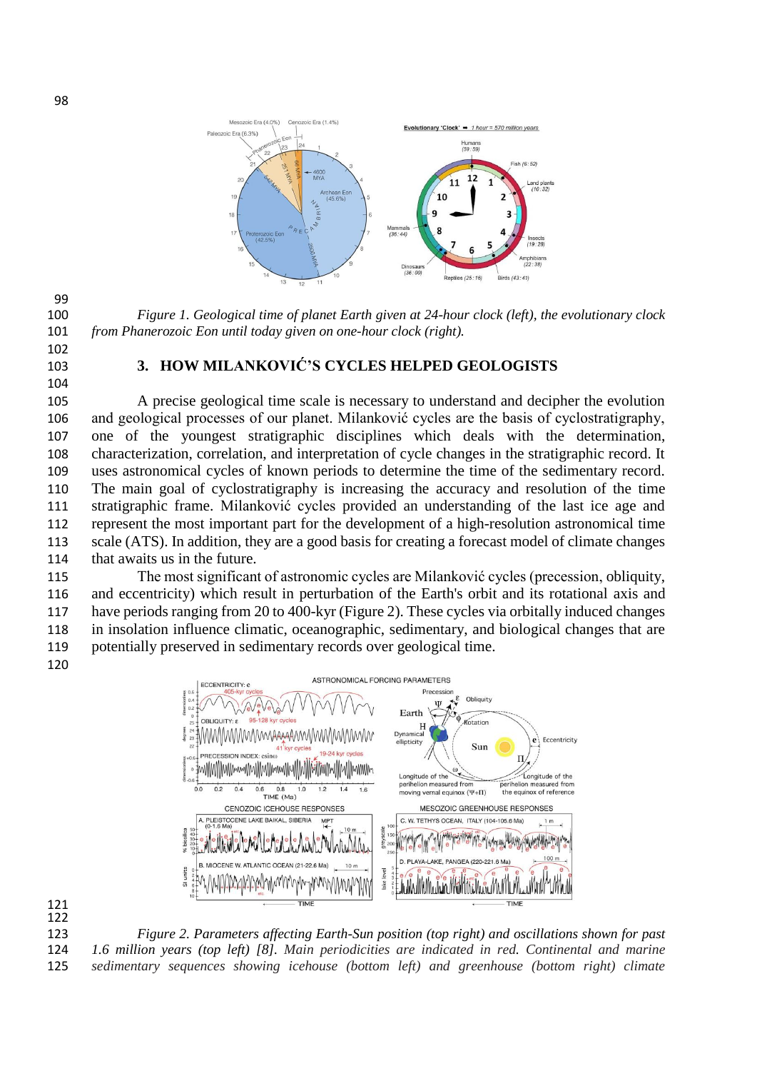*Figure 1. Geological time of planet Earth given at 24-hour clock (left), the evolutionary clock from Phanerozoic Eon until today given on one-hour clock (right).*

## 3. HOW MILANKOVIĆ'S CYCLES HELPED GEOLOGISTS

A precise geological time scale is necessary to understand and decipher the evolution and geological processes of our planet. Milanković cycles are the basis of cyclostratigraphy, one of the youngest stratigraphic disciplines which deals with the determination, characterization, correlation, and interpretation of cycle changes in the stratigraphic record. It uses astronomical cycles of known periods to determine the time of the sedimentary record. The main goal of cyclostratigraphy is increasing the accuracy and resolution of the time stratigraphic frame. Milanković cycles provided an understanding of the last ice age and represent the most important part for the development of a high-resolution astronomical time scale (ATS). In addition, they are a good basis for creating a forecast model of climate changes that awaits us in the future.

The most significant of astronomic cycles are Milanković cycles (precession, obliquity, and eccentricity) which result in perturbation of the Earth's orbit and its rotational axis and have periods ranging from 20 to 400-kyr (Figure 2). These cycles via orbitally induced changes in insolation influence climatic, oceanographic, sedimentary, and biological changes that are potentially preserved in sedimentary records over geological time.

*Figure 2. Parameters affecting Earth-Sun position (top right) and oscillations shown for past 1.6 million years (top left) [8]. Main periodicities are indicated in red. Continental and marine sedimentary sequences showing icehouse (bottom left) and greenhouse (bottom right) climate*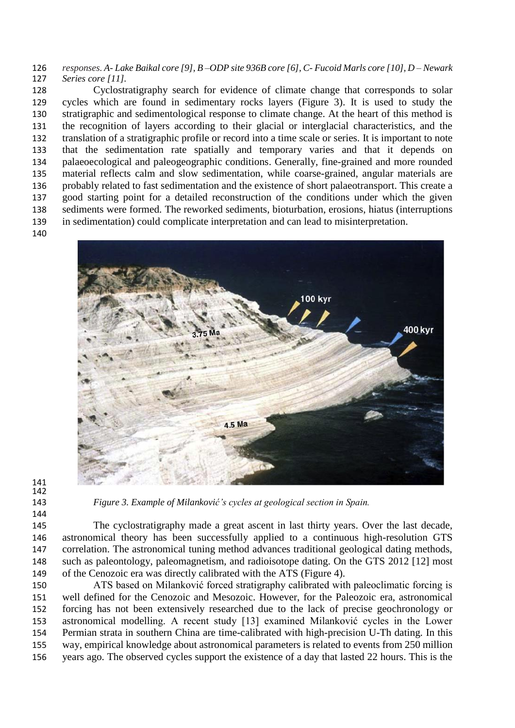*responses. A- Lake Baikal core [9], B –ODP site 936B core [6], C- Fucoid Marls core [10], D – Newark Series core [11].*

Cyclostratigraphy search for evidence of climate change that corresponds to solar cycles which are found in sedimentary rocks layers (Figure 3). It is used to study the stratigraphic and sedimentological response to climate change. At the heart of this method is the recognition of layers according to their glacial or interglacial characteristics, and the translation of a stratigraphic profile or record into a time scale or series. It is important to note that the sedimentation rate spatially and temporary varies and that it depends on palaeoecological and paleogeographic conditions. Generally, fine-grained and more rounded material reflects calm and slow sedimentation, while coarse-grained, angular materials are probably related to fast sedimentation and the existence of short palaeotransport. This create a good starting point for a detailed reconstruction of the conditions under which the given sediments were formed. The reworked sediments, bioturbation, erosions, hiatus (interruptions in sedimentation) could complicate interpretation and can lead to misinterpretation.

*Figure 3. Example of Milanković's cycles at geological section in Spain.*

The cyclostratigraphy made a great ascent in last thirty years. Over the last decade, astronomical theory has been successfully applied to a continuous high-resolution GTS correlation. The astronomical tuning method advances traditional geological dating methods, such as paleontology, paleomagnetism, and radioisotope dating. On the GTS 2012 [12] most of the Cenozoic era was directly calibrated with the ATS (Figure 4).

ATS based on Milanković forced stratigraphy calibrated with paleoclimatic forcing is well defined for the Cenozoic and Mesozoic. However, for the Paleozoic era, astronomical forcing has not been extensively researched due to the lack of precise geochronology or astronomical modelling. A recent study [13] examined Milanković cycles in the Lower Permian strata in southern China are time-calibrated with high-precision U-Th dating. In this way, empirical knowledge about astronomical parameters is related to events from 250 million years ago. The observed cycles support the existence of a day that lasted 22 hours. This is the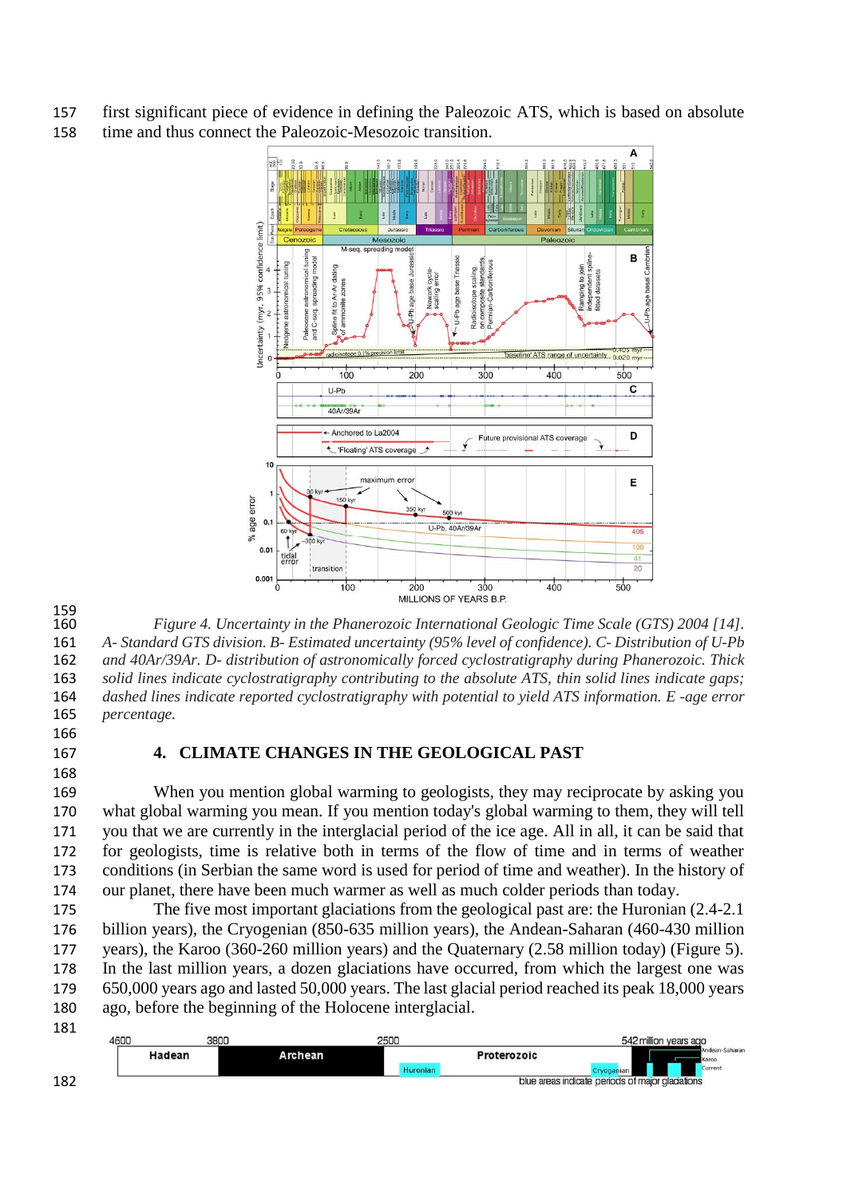first significant piece of evidence in defining the Paleozoic ATS, which is based on absolute time and thus connect the Paleozoic-Mesozoic transition.

*Figure 4. Uncertainty in the Phanerozoic International Geologic Time Scale (GTS) 2004 [14]. A- Standard GTS division. B- Estimated uncertainty (95% level of confidence). C- Distribution of U-Pb and 40Ar/39Ar. D- distribution of astronomically forced cyclostratigraphy during Phanerozoic. Thick solid lines indicate cyclostratigraphy contributing to the absolute ATS, thin solid lines indicate gaps; dashed lines indicate reported cyclostratigraphy with potential to yield ATS information. E -age error percentage.*

## 4. CLIMATE CHANGES IN THE GEOLOGICAL PAST

When you mention global warming to geologists, they may reciprocate by asking you what global warming you mean. If you mention today's global warming to them, they will tell you that we are currently in the interglacial period of the ice age. All in all, it can be said that for geologists, time is relative both in terms of the flow of time and in terms of weather conditions (in Serbian the same word is used for period of time and weather). In the history of our planet, there have been much warmer as well as much colder periods than today.

The five most important glaciations from the geological past are: the Huronian (2.4-2.1 billion years), the Cryogenian (850-635 million years), the Andean-Saharan (460-430 million years), the Karoo (360-260 million years) and the Quaternary (2.58 million today) (Figure 5). In the last million years, a dozen glaciations have occurred, from which the largest one was 650,000 years ago and lasted 50,000 years. The last glacial period reached its peak 18,000 years ago, before the beginning of the Holocene interglacial.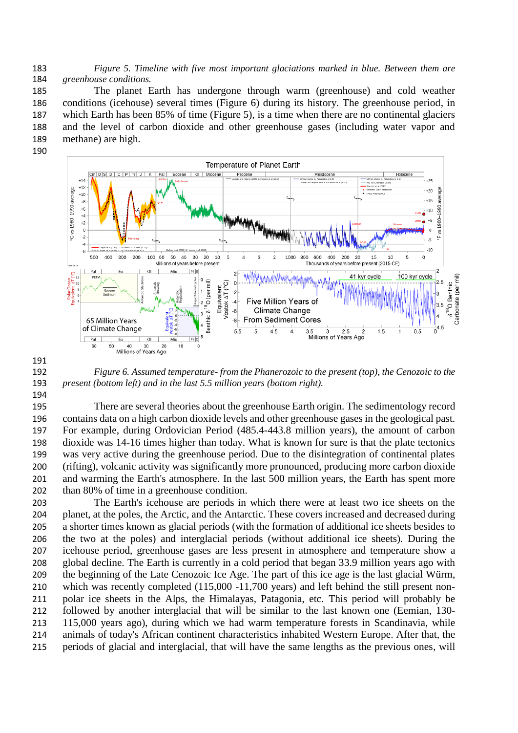*Figure 5. Timeline with five most important glaciations marked in blue. Between them are greenhouse conditions.*

The planet Earth has undergone through warm (greenhouse) and cold weather conditions (icehouse) several times (Figure 6) during its history. The greenhouse period, in which Earth has been 85% of time (Figure 5), is a time when there are no continental glaciers and the level of carbon dioxide and other greenhouse gases (including water vapor and methane) are high.

*Figure 6. Assumed temperature- from the Phanerozoic to the present (top), the Cenozoic to the present (bottom left) and in the last 5.5 million years (bottom right).*

There are several theories about the greenhouse Earth origin. The sedimentology record contains data on a high carbon dioxide levels and other greenhouse gases in the geological past. For example, during Ordovician Period (485.4-443.8 million years), the amount of carbon dioxide was 14-16 times higher than today. What is known for sure is that the plate tectonics was very active during the greenhouse period. Due to the disintegration of continental plates (rifting), volcanic activity was significantly more pronounced, producing more carbon dioxide and warming the Earth's atmosphere. In the last 500 million years, the Earth has spent more than 80% of time in a greenhouse condition.

The Earth's icehouse are periods in which there were at least two ice sheets on the planet, at the poles, the Arctic, and the Antarctic. These covers increased and decreased during a shorter times known as glacial periods (with the formation of additional ice sheets besides to the two at the poles) and interglacial periods (without additional ice sheets). During the icehouse period, greenhouse gases are less present in atmosphere and temperature show a global decline. The Earth is currently in a cold period that began 33.9 million years ago with the beginning of the Late Cenozoic Ice Age. The part of this ice age is the last glacial Würm, which was recently completed (115,000 -11,700 years) and left behind the still present non-polar ice sheets in the Alps, the Himalayas, Patagonia, etc. This period will probably be followed by another interglacial that will be similar to the last known one (Eemian, 130-115,000 years ago), during which we had warm temperature forests in Scandinavia, while animals of today's African continent characteristics inhabited Western Europe. After that, the periods of glacial and interglacial, that will have the same lengths as the previous ones, will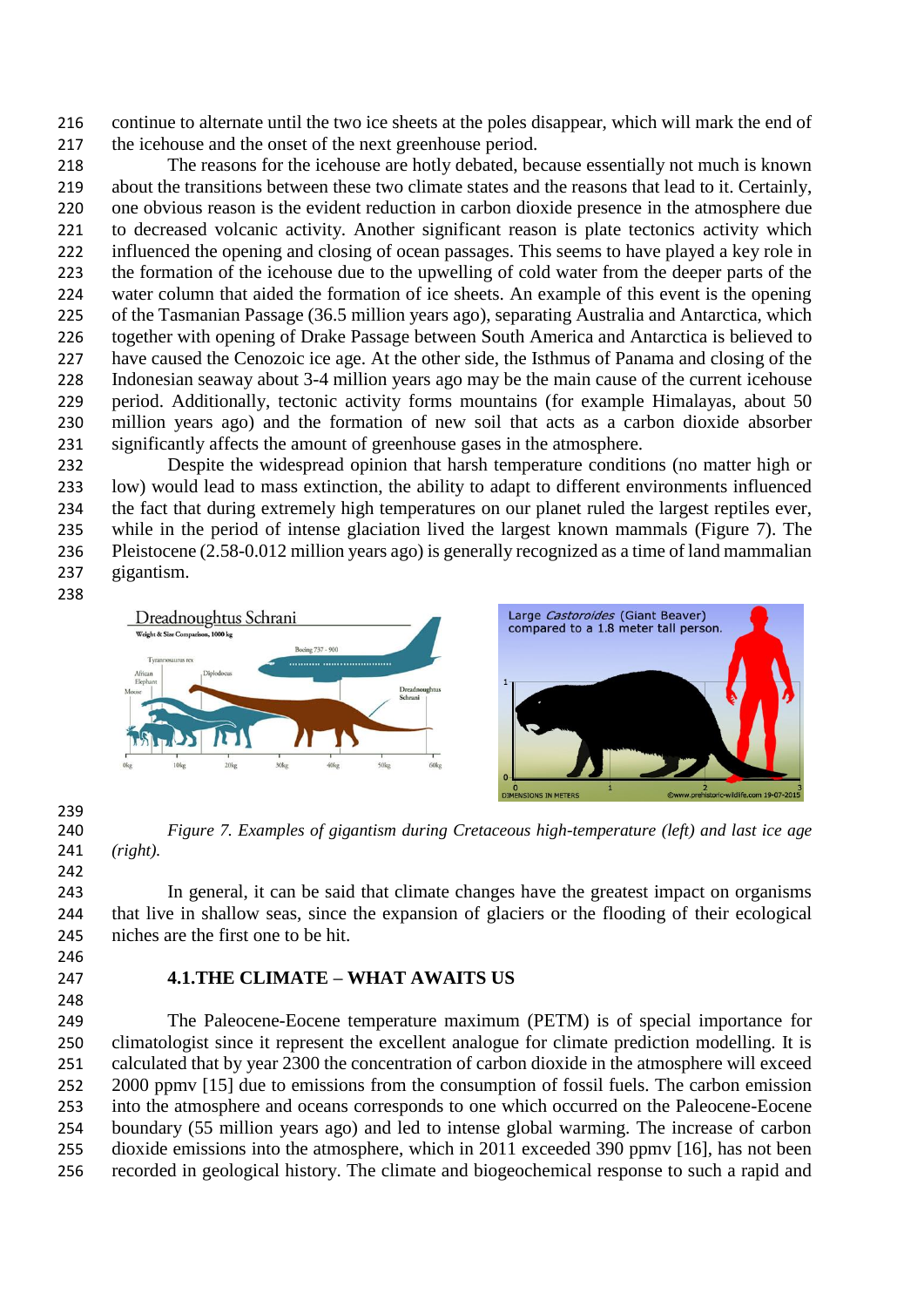continue to alternate until the two ice sheets at the poles disappear, which will mark the end of the icehouse and the onset of the next greenhouse period.

The reasons for the icehouse are hotly debated, because essentially not much is known about the transitions between these two climate states and the reasons that lead to it. Certainly, one obvious reason is the evident reduction in carbon dioxide presence in the atmosphere due to decreased volcanic activity. Another significant reason is plate tectonics activity which influenced the opening and closing of ocean passages. This seems to have played a key role in the formation of the icehouse due to the upwelling of cold water from the deeper parts of the water column that aided the formation of ice sheets. An example of this event is the opening of the Tasmanian Passage (36.5 million years ago), separating Australia and Antarctica, which together with opening of Drake Passage between South America and Antarctica is believed to have caused the Cenozoic ice age. At the other side, the Isthmus of Panama and closing of the Indonesian seaway about 3-4 million years ago may be the main cause of the current icehouse period. Additionally, tectonic activity forms mountains (for example Himalayas, about 50 million years ago) and the formation of new soil that acts as a carbon dioxide absorber significantly affects the amount of greenhouse gases in the atmosphere.

Despite the widespread opinion that harsh temperature conditions (no matter high or low) would lead to mass extinction, the ability to adapt to different environments influenced the fact that during extremely high temperatures on our planet ruled the largest reptiles ever, while in the period of intense glaciation lived the largest known mammals (Figure 7). The Pleistocene (2.58-0.012 million years ago) is generally recognized as a time of land mammalian gigantism.

*Figure 7. Examples of gigantism during Cretaceous high-temperature (left) and last ice age (right).*

In general, it can be said that climate changes have the greatest impact on organisms that live in shallow seas, since the expansion of glaciers or the flooding of their ecological niches are the first one to be hit.

## 4.1.THE CLIMATE – WHAT AWAITS US

The Paleocene-Eocene temperature maximum (PETM) is of special importance for climatologist since it represent the excellent analogue for climate prediction modelling. It is calculated that by year 2300 the concentration of carbon dioxide in the atmosphere will exceed 2000 ppmv [15] due to emissions from the consumption of fossil fuels. The carbon emission into the atmosphere and oceans corresponds to one which occurred on the Paleocene-Eocene boundary (55 million years ago) and led to intense global warming. The increase of carbon dioxide emissions into the atmosphere, which in 2011 exceeded 390 ppmv [16], has not been recorded in geological history. The climate and biogeochemical response to such a rapid and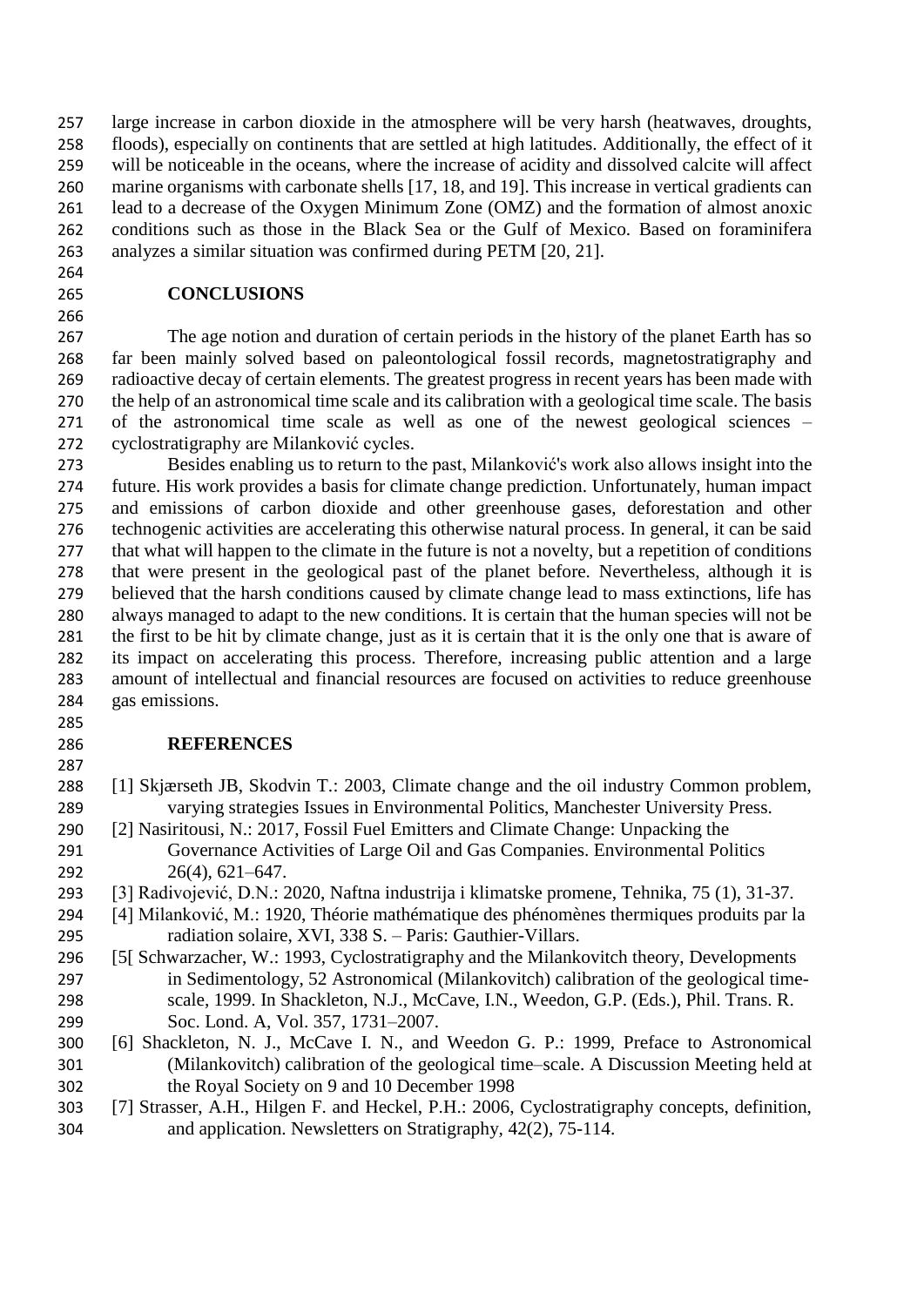large increase in carbon dioxide in the atmosphere will be very harsh (heatwaves, droughts, floods), especially on continents that are settled at high latitudes. Additionally, the effect of it will be noticeable in the oceans, where the increase of acidity and dissolved calcite will affect marine organisms with carbonate shells [17, 18, and 19]. This increase in vertical gradients can lead to a decrease of the Oxygen Minimum Zone (OMZ) and the formation of almost anoxic conditions such as those in the Black Sea or the Gulf of Mexico. Based on foraminifera analyzes a similar situation was confirmed during PETM [20, 21].

## CONCLUSIONS

The age notion and duration of certain periods in the history of the planet Earth has so far been mainly solved based on paleontological fossil records, magnetostratigraphy and radioactive decay of certain elements. The greatest progress in recent years has been made with the help of an astronomical time scale and its calibration with a geological time scale. The basis of the astronomical time scale as well as one of the newest geological sciences – cyclostratigraphy are Milanković cycles.

Besides enabling us to return to the past, Milanković's work also allows insight into the future. His work provides a basis for climate change prediction. Unfortunately, human impact and emissions of carbon dioxide and other greenhouse gases, deforestation and other technogenic activities are accelerating this otherwise natural process. In general, it can be said that what will happen to the climate in the future is not a novelty, but a repetition of conditions that were present in the geological past of the planet before. Nevertheless, although it is believed that the harsh conditions caused by climate change lead to mass extinctions, life has always managed to adapt to the new conditions. It is certain that the human species will not be the first to be hit by climate change, just as it is certain that it is the only one that is aware of its impact on accelerating this process. Therefore, increasing public attention and a large amount of intellectual and financial resources are focused on activities to reduce greenhouse gas emissions.

## REFERENCES

[1] Skjærseth JB, Skodvin T.: 2003, Climate change and the oil industry Common problem, varying strategies Issues in Environmental Politics, Manchester University Press.

[2] Nasiritousi, N.: 2017, Fossil Fuel Emitters and Climate Change: Unpacking the Governance Activities of Large Oil and Gas Companies. Environmental Politics 26(4), 621–647.

[3] Radivojević, D.N.: 2020, Naftna industrija i klimatske promene, Tehnika, 75 (1), 31-37.

[4] Milanković, M.: 1920, Théorie mathématique des phénomènes thermiques produits par la radiation solaire, XVI, 338 S. – Paris: Gauthier-Villars.

[5[ Schwarzacher, W.: 1993, Cyclostratigraphy and the Milankovitch theory, Developments in Sedimentology, 52 Astronomical (Milankovitch) calibration of the geological time-scale, 1999. In Shackleton, N.J., McCave, I.N., Weedon, G.P. (Eds.), Phil. Trans. R. Soc. Lond. A, Vol. 357, 1731–2007.

[6] Shackleton, N. J., McCave I. N., and Weedon G. P.: 1999, Preface to Astronomical (Milankovitch) calibration of the geological time–scale. A Discussion Meeting held at the Royal Society on 9 and 10 December 1998

[7] Strasser, A.H., Hilgen F. and Heckel, P.H.: 2006, Cyclostratigraphy concepts, definition, and application. Newsletters on Stratigraphy, 42(2), 75-114.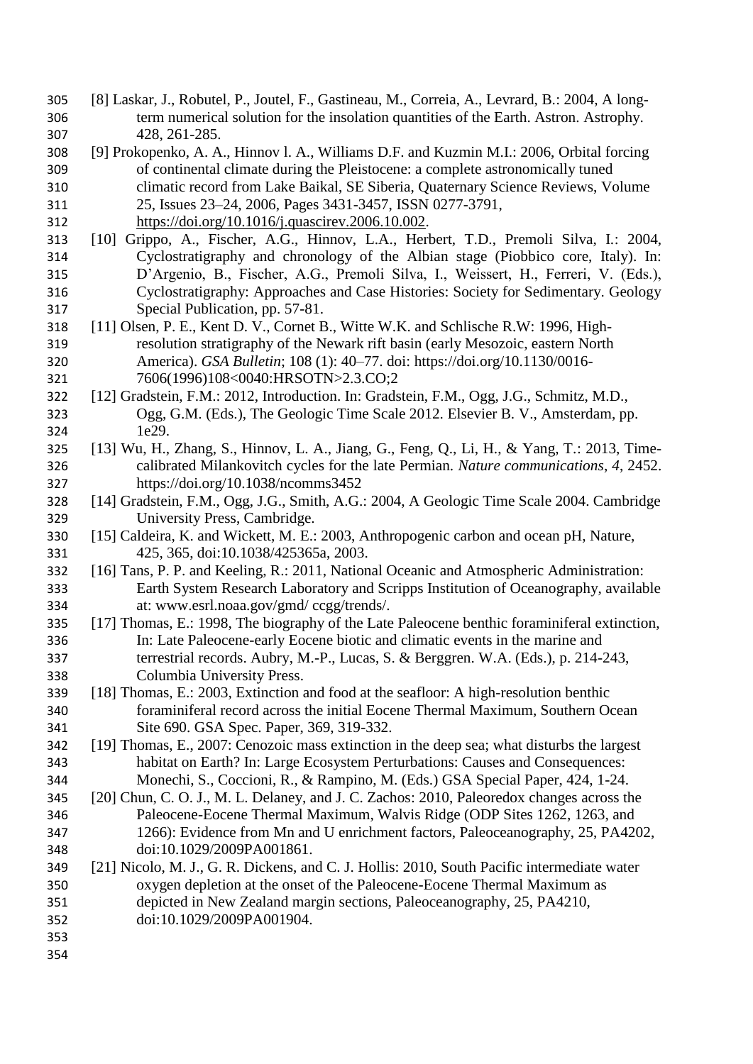[8] Laskar, J., Robutel, P., Joutel, F., Gastineau, M., Correia, A., Levrard, B.: 2004, A long-term numerical solution for the insolation quantities of the Earth. Astron. Astrophy. 428, 261-285.

[9] Prokopenko, A. A., Hinnov l. A., Williams D.F. and Kuzmin M.I.: 2006, Orbital forcing of continental climate during the Pleistocene: a complete astronomically tuned climatic record from Lake Baikal, SE Siberia, Quaternary Science Reviews, Volume 25, Issues 23–24, 2006, Pages 3431-3457, ISSN 0277-3791, https://doi.org/10.1016/j.quascirev.2006.10.002.

[10] Grippo, A., Fischer, A.G., Hinnov, L.A., Herbert, T.D., Premoli Silva, I.: 2004, Cyclostratigraphy and chronology of the Albian stage (Piobbico core, Italy). In: D'Argenio, B., Fischer, A.G., Premoli Silva, I., Weissert, H., Ferreri, V. (Eds.), Cyclostratigraphy: Approaches and Case Histories: Society for Sedimentary. Geology Special Publication, pp. 57-81.

[11] Olsen, P. E., Kent D. V., Cornet B., Witte W.K. and Schlische R.W: 1996, High-resolution stratigraphy of the Newark rift basin (early Mesozoic, eastern North America). *GSA Bulletin*; 108 (1): 40–77. doi: https://doi.org/10.1130/0016-7606(1996)108<0040:HRSOTN>2.3.CO;2

[12] Gradstein, F.M.: 2012, Introduction. In: Gradstein, F.M., Ogg, J.G., Schmitz, M.D., Ogg, G.M. (Eds.), The Geologic Time Scale 2012. Elsevier B. V., Amsterdam, pp. 1e29.

[13] Wu, H., Zhang, S., Hinnov, L. A., Jiang, G., Feng, Q., Li, H., & Yang, T.: 2013, Time-calibrated Milankovitch cycles for the late Permian. *Nature communications*, *4*, 2452. https://doi.org/10.1038/ncomms3452

[14] Gradstein, F.M., Ogg, J.G., Smith, A.G.: 2004, A Geologic Time Scale 2004. Cambridge University Press, Cambridge.

[15] Caldeira, K. and Wickett, M. E.: 2003, Anthropogenic carbon and ocean pH, Nature, 425, 365, doi:10.1038/425365a, 2003.

[16] Tans, P. P. and Keeling, R.: 2011, National Oceanic and Atmospheric Administration: Earth System Research Laboratory and Scripps Institution of Oceanography, available at: www.esrl.noaa.gov/gmd/ ccgg/trends/.

[17] Thomas, E.: 1998, The biography of the Late Paleocene benthic foraminiferal extinction, In: Late Paleocene-early Eocene biotic and climatic events in the marine and terrestrial records. Aubry, M.-P., Lucas, S. & Berggren. W.A. (Eds.), p. 214-243, Columbia University Press.

[18] Thomas, E.: 2003, Extinction and food at the seafloor: A high-resolution benthic foraminiferal record across the initial Eocene Thermal Maximum, Southern Ocean Site 690. GSA Spec. Paper, 369, 319-332.

[19] Thomas, E., 2007: Cenozoic mass extinction in the deep sea; what disturbs the largest habitat on Earth? In: Large Ecosystem Perturbations: Causes and Consequences: Monechi, S., Coccioni, R., & Rampino, M. (Eds.) GSA Special Paper, 424, 1-24.

[20] Chun, C. O. J., M. L. Delaney, and J. C. Zachos: 2010, Paleoredox changes across the Paleocene-Eocene Thermal Maximum, Walvis Ridge (ODP Sites 1262, 1263, and 1266): Evidence from Mn and U enrichment factors, Paleoceanography, 25, PA4202, doi:10.1029/2009PA001861.

[21] Nicolo, M. J., G. R. Dickens, and C. J. Hollis: 2010, South Pacific intermediate water oxygen depletion at the onset of the Paleocene-Eocene Thermal Maximum as depicted in New Zealand margin sections, Paleoceanography, 25, PA4210, doi:10.1029/2009PA001904.